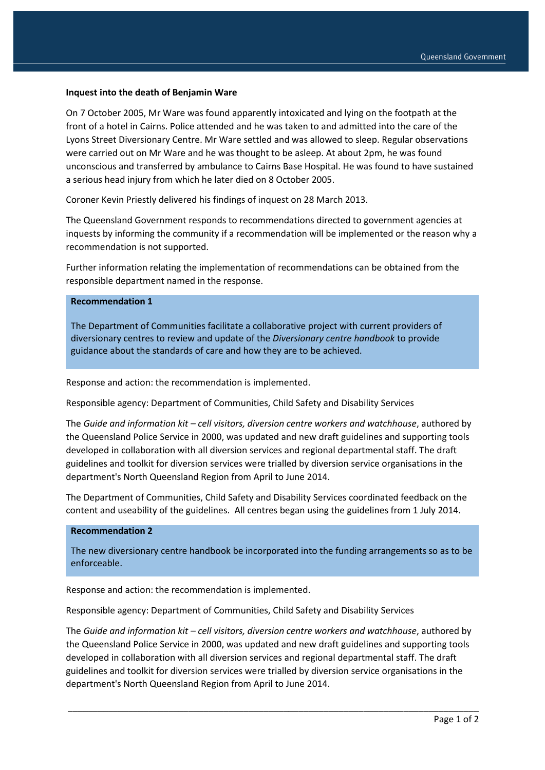**Inquest into the death of Benjamin Ware**

On 7 October 2005, Mr Ware was found apparently intoxicated and lying on the footpath at the front of a hotel in Cairns. Police attended and he was taken to and admitted into the care of the Lyons Street Diversionary Centre. Mr Ware settled and was allowed to sleep. Regular observations were carried out on Mr Ware and he was thought to be asleep. At about 2pm, he was found unconscious and transferred by ambulance to Cairns Base Hospital. He was found to have sustained a serious head injury from which he later died on 8 October 2005.

Coroner Kevin Priestly delivered his findings of inquest on 28 March 2013.

The Queensland Government responds to recommendations directed to government agencies at inquests by informing the community if a recommendation will be implemented or the reason why a recommendation is not supported.

Further information relating the implementation of recommendations can be obtained from the responsible department named in the response.

**Recommendation 1**

The Department of Communities facilitate a collaborative project with current providers of diversionary centres to review and update of the *Diversionary centre handbook* to provide guidance about the standards of care and how they are to be achieved.

Response and action: the recommendation is implemented.

Responsible agency: Department of Communities, Child Safety and Disability Services

The *Guide and information kit – cell visitors, diversion centre workers and watchhouse*, authored by the Queensland Police Service in 2000, was updated and new draft guidelines and supporting tools developed in collaboration with all diversion services and regional departmental staff. The draft guidelines and toolkit for diversion services were trialled by diversion service organisations in the department's North Queensland Region from April to June 2014.

The Department of Communities, Child Safety and Disability Services coordinated feedback on the content and useability of the guidelines. All centres began using the guidelines from 1 July 2014.

**Recommendation 2**

The new diversionary centre handbook be incorporated into the funding arrangements so as to be enforceable.

Response and action: the recommendation is implemented.

Responsible agency: Department of Communities, Child Safety and Disability Services

The *Guide and information kit – cell visitors, diversion centre workers and watchhouse*, authored by the Queensland Police Service in 2000, was updated and new draft guidelines and supporting tools developed in collaboration with all diversion services and regional departmental staff. The draft guidelines and toolkit for diversion services were trialled by diversion service organisations in the department's North Queensland Region from April to June 2014.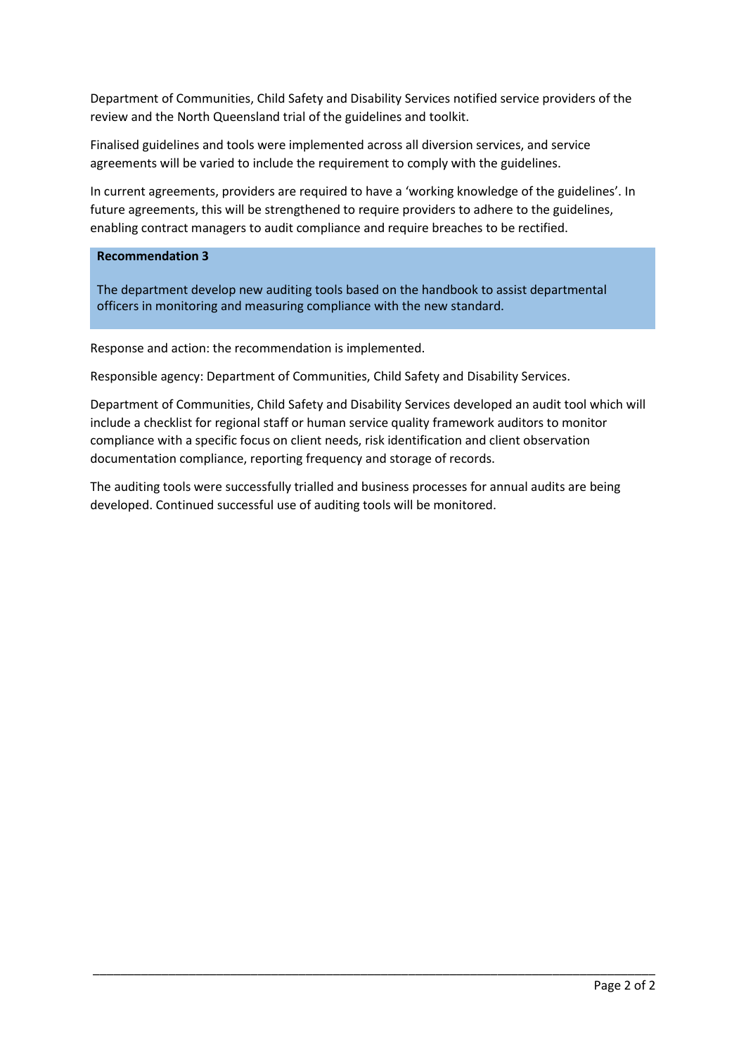Department of Communities, Child Safety and Disability Services notified service providers of the review and the North Queensland trial of the guidelines and toolkit.

Finalised guidelines and tools were implemented across all diversion services, and service agreements will be varied to include the requirement to comply with the guidelines.

In current agreements, providers are required to have a 'working knowledge of the guidelines'. In future agreements, this will be strengthened to require providers to adhere to the guidelines, enabling contract managers to audit compliance and require breaches to be rectified.

**Recommendation 3**

The department develop new auditing tools based on the handbook to assist departmental officers in monitoring and measuring compliance with the new standard.

Response and action: the recommendation is implemented.

Responsible agency: Department of Communities, Child Safety and Disability Services.

Department of Communities, Child Safety and Disability Services developed an audit tool which will include a checklist for regional staff or human service quality framework auditors to monitor compliance with a specific focus on client needs, risk identification and client observation documentation compliance, reporting frequency and storage of records.

The auditing tools were successfully trialled and business processes for annual audits are being developed. Continued successful use of auditing tools will be monitored.